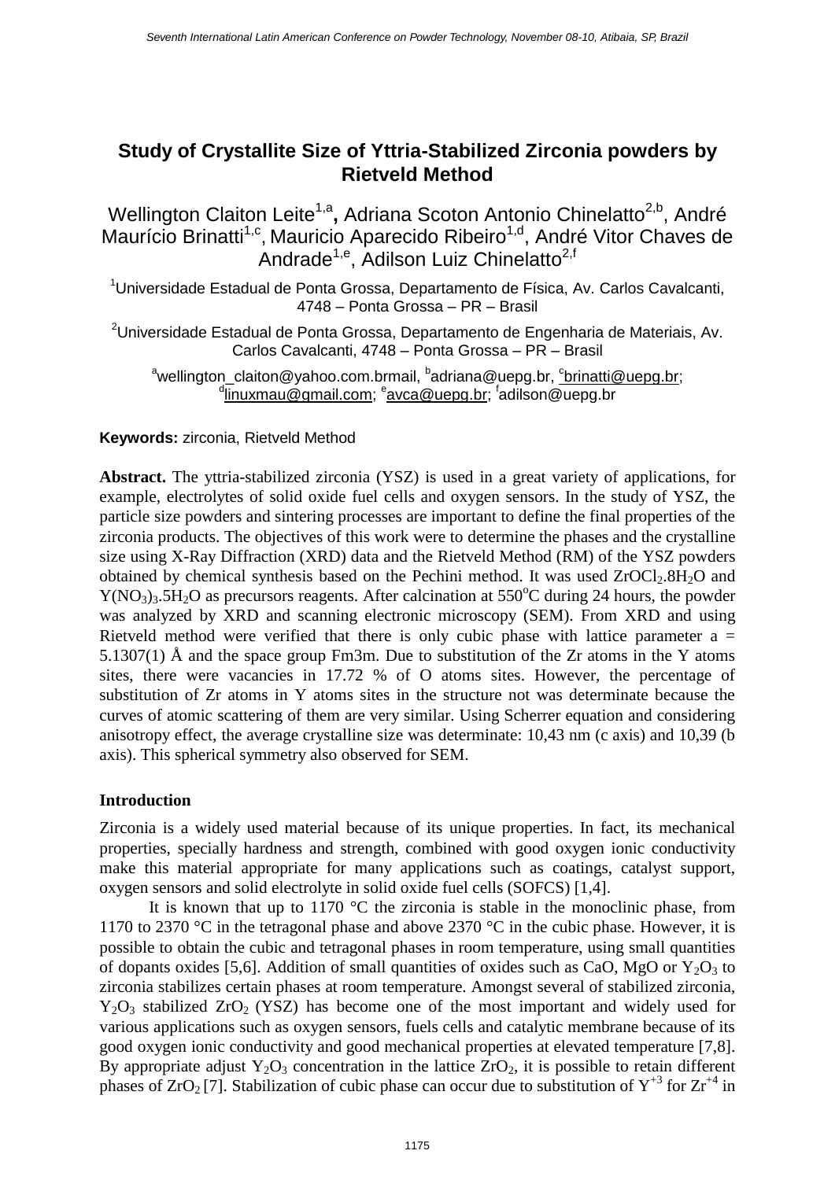# Study of Crystallite Size of Yttria-Stabilized Zirconia powders by Rietveld Method

Wellington Claiton Leite[1,a], Adriana Scoton Antonio Chinelatto[2,b], André Maurício Brinatti[1,c], Mauricio Aparecido Ribeiro[1,d], André Vitor Chaves de Andrade[1,e], Adilson Luiz Chinelatto[2,f]

[1]Universidade Estadual de Ponta Grossa, Departamento de Física, Av. Carlos Cavalcanti, 4748 – Ponta Grossa – PR – Brasil

[2]Universidade Estadual de Ponta Grossa, Departamento de Engenharia de Materiais, Av. Carlos Cavalcanti, 4748 – Ponta Grossa – PR – Brasil

[a]wellington_claiton@yahoo.com.brmail, [b]adriana@uepg.br, [c]brinatti@uepg.br; [d]linuxmau@gmail.com; [e]avca@uepg.br; [f]adilson@uepg.br

**Keywords:** zirconia, Rietveld Method

**Abstract.** The yttria-stabilized zirconia (YSZ) is used in a great variety of applications, for example, electrolytes of solid oxide fuel cells and oxygen sensors. In the study of YSZ, the particle size powders and sintering processes are important to define the final properties of the zirconia products. The objectives of this work were to determine the phases and the crystalline size using X-Ray Diffraction (XRD) data and the Rietveld Method (RM) of the YSZ powders obtained by chemical synthesis based on the Pechini method. It was used $ZrOCl_2.8H_2O$ and $Y(NO_3)_3.5H_2O$ as precursors reagents. After calcination at 550°C during 24 hours, the powder was analyzed by XRD and scanning electronic microscopy (SEM). From XRD and using Rietveld method were verified that there is only cubic phase with lattice parameter a = 5.1307(1) Å and the space group Fm3m. Due to substitution of the Zr atoms in the Y atoms sites, there were vacancies in 17.72 % of O atoms sites. However, the percentage of substitution of Zr atoms in Y atoms sites in the structure not was determinate because the curves of atomic scattering of them are very similar. Using Scherrer equation and considering anisotropy effect, the average crystalline size was determinate: 10,43 nm (c axis) and 10,39 (b axis). This spherical symmetry also observed for SEM.

## Introduction

Zirconia is a widely used material because of its unique properties. In fact, its mechanical properties, specially hardness and strength, combined with good oxygen ionic conductivity make this material appropriate for many applications such as coatings, catalyst support, oxygen sensors and solid electrolyte in solid oxide fuel cells (SOFCS) [1,4].

It is known that up to 1170 °C the zirconia is stable in the monoclinic phase, from 1170 to 2370 °C in the tetragonal phase and above 2370 °C in the cubic phase. However, it is possible to obtain the cubic and tetragonal phases in room temperature, using small quantities of dopants oxides [5,6]. Addition of small quantities of oxides such as CaO, MgO or $Y_2O_3$ to zirconia stabilizes certain phases at room temperature. Amongst several of stabilized zirconia, $Y_2O_3$ stabilized $ZrO_2$ (YSZ) has become one of the most important and widely used for various applications such as oxygen sensors, fuels cells and catalytic membrane because of its good oxygen ionic conductivity and good mechanical properties at elevated temperature [7,8]. By appropriate adjust $Y_2O_3$ concentration in the lattice $ZrO_2$, it is possible to retain different phases of $ZrO_2$ [7]. Stabilization of cubic phase can occur due to substitution of $Y^{+3}$ for $Zr^{+4}$ in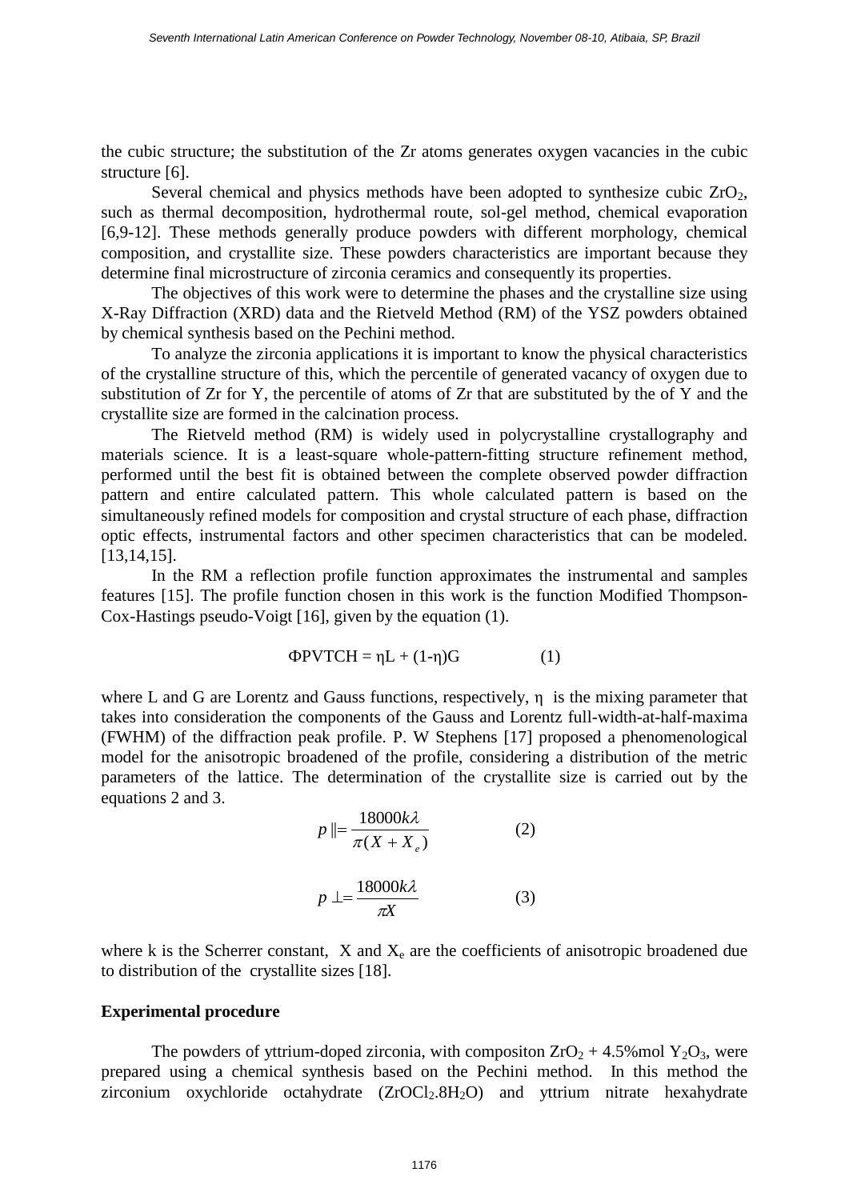the cubic structure; the substitution of the Zr atoms generates oxygen vacancies in the cubic structure [6].

Several chemical and physics methods have been adopted to synthesize cubic $ZrO_2$, such as thermal decomposition, hydrothermal route, sol-gel method, chemical evaporation [6,9-12]. These methods generally produce powders with different morphology, chemical composition, and crystallite size. These powders characteristics are important because they determine final microstructure of zirconia ceramics and consequently its properties.

The objectives of this work were to determine the phases and the crystalline size using X-Ray Diffraction (XRD) data and the Rietveld Method (RM) of the YSZ powders obtained by chemical synthesis based on the Pechini method.

To analyze the zirconia applications it is important to know the physical characteristics of the crystalline structure of this, which the percentile of generated vacancy of oxygen due to substitution of Zr for Y, the percentile of atoms of Zr that are substituted by the of Y and the crystallite size are formed in the calcination process.

The Rietveld method (RM) is widely used in polycrystalline crystallography and materials science. It is a least-square whole-pattern-fitting structure refinement method, performed until the best fit is obtained between the complete observed powder diffraction pattern and entire calculated pattern. This whole calculated pattern is based on the simultaneously refined models for composition and crystal structure of each phase, diffraction optic effects, instrumental factors and other specimen characteristics that can be modeled. [13,14,15].

In the RM a reflection profile function approximates the instrumental and samples features [15]. The profile function chosen in this work is the function Modified Thompson-Cox-Hastings pseudo-Voigt [16], given by the equation (1).

$$\Phi PVTCH = \eta L + (1-\eta)G \qquad (1)$$

where L and G are Lorentz and Gauss functions, respectively, $\eta$ is the mixing parameter that takes into consideration the components of the Gauss and Lorentz full-width-at-half-maxima (FWHM) of the diffraction peak profile. P. W Stephens [17] proposed a phenomenological model for the anisotropic broadened of the profile, considering a distribution of the metric parameters of the lattice. The determination of the crystallite size is carried out by the equations 2 and 3.

$$p \parallel = \frac{18000 k\lambda}{\pi(X + X_e)} \qquad (2)$$

$$p \perp = \frac{18000 k\lambda}{\pi X} \qquad (3)$$

where k is the Scherrer constant, X and $X_e$ are the coefficients of anisotropic broadened due to distribution of the crystallite sizes [18].

**Experimental procedure**

The powders of yttrium-doped zirconia, with compositon $ZrO_2$ + 4.5%mol $Y_2O_3$, were prepared using a chemical synthesis based on the Pechini method. In this method the zirconium oxychloride octahydrate ($ZrOCl_2.8H_2O$) and yttrium nitrate hexahydrate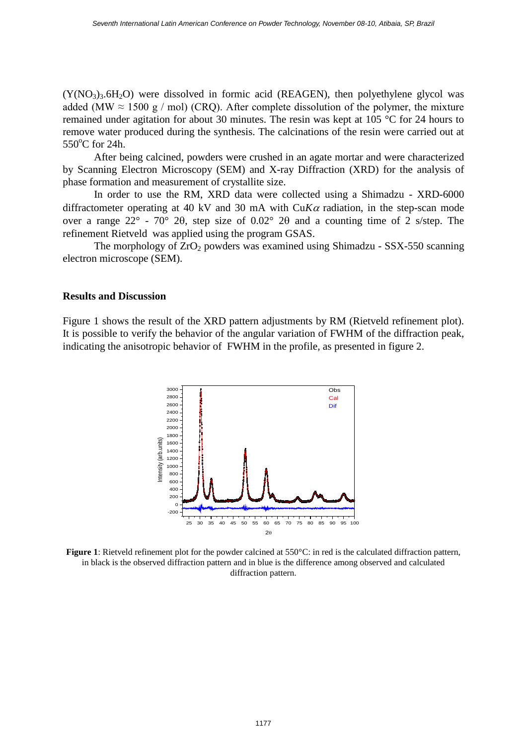$(Y(NO_3)_3.6H_2O)$ were dissolved in formic acid (REAGEN), then polyethylene glycol was added (MW ≈ 1500 g / mol) (CRQ). After complete dissolution of the polymer, the mixture remained under agitation for about 30 minutes. The resin was kept at 105 °C for 24 hours to remove water produced during the synthesis. The calcinations of the resin were carried out at $550^oC$ for 24h.

After being calcined, powders were crushed in an agate mortar and were characterized by Scanning Electron Microscopy (SEM) and X-ray Diffraction (XRD) for the analysis of phase formation and measurement of crystallite size.

In order to use the RM, XRD data were collected using a Shimadzu - XRD-6000 diffractometer operating at 40 kV and 30 mA with Cu$K\alpha$ radiation, in the step-scan mode over a range 22° - 70° 2θ, step size of 0.02° 2θ and a counting time of 2 s/step. The refinement Rietveld was applied using the program GSAS.

The morphology of $ZrO_2$ powders was examined using Shimadzu - SSX-550 scanning electron microscope (SEM).

## Results and Discussion

Figure 1 shows the result of the XRD pattern adjustments by RM (Rietveld refinement plot). It is possible to verify the behavior of the angular variation of FWHM of the diffraction peak, indicating the anisotropic behavior of FWHM in the profile, as presented in figure 2.

**Figure 1**: Rietveld refinement plot for the powder calcined at 550°C: in red is the calculated diffraction pattern, in black is the observed diffraction pattern and in blue is the difference among observed and calculated diffraction pattern.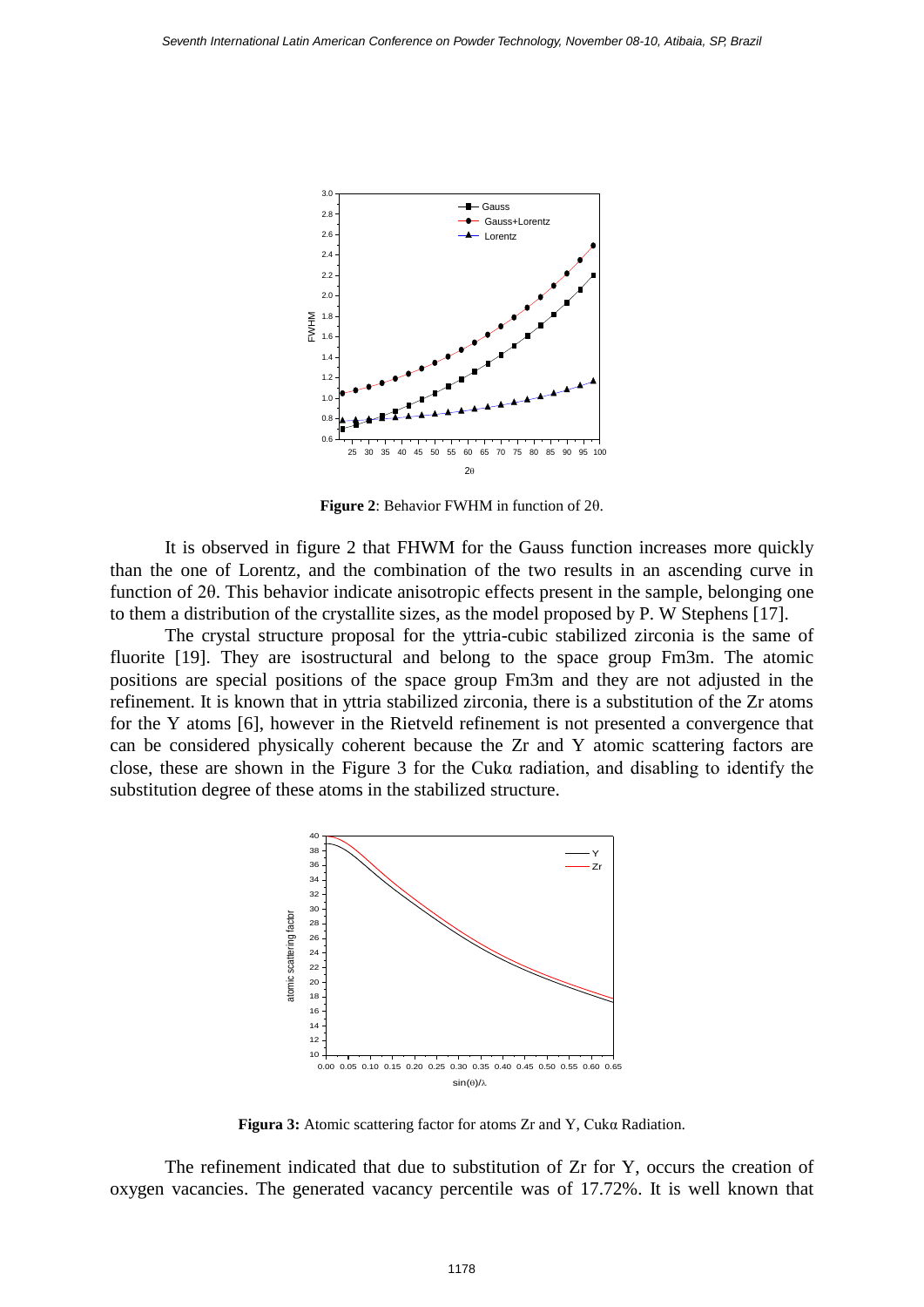**Figure 2**: Behavior FWHM in function of 2θ.

It is observed in figure 2 that FHWM for the Gauss function increases more quickly than the one of Lorentz, and the combination of the two results in an ascending curve in function of 2θ. This behavior indicate anisotropic effects present in the sample, belonging one to them a distribution of the crystallite sizes, as the model proposed by P. W Stephens [17].

The crystal structure proposal for the yttria-cubic stabilized zirconia is the same of fluorite [19]. They are isostructural and belong to the space group Fm3m. The atomic positions are special positions of the space group Fm3m and they are not adjusted in the refinement. It is known that in yttria stabilized zirconia, there is a substitution of the Zr atoms for the Y atoms [6], however in the Rietveld refinement is not presented a convergence that can be considered physically coherent because the Zr and Y atomic scattering factors are close, these are shown in the Figure 3 for the Cukα radiation, and disabling to identify the substitution degree of these atoms in the stabilized structure.

**Figura 3:** Atomic scattering factor for atoms Zr and Y, Cukα Radiation.

The refinement indicated that due to substitution of Zr for Y, occurs the creation of oxygen vacancies. The generated vacancy percentile was of 17.72%. It is well known that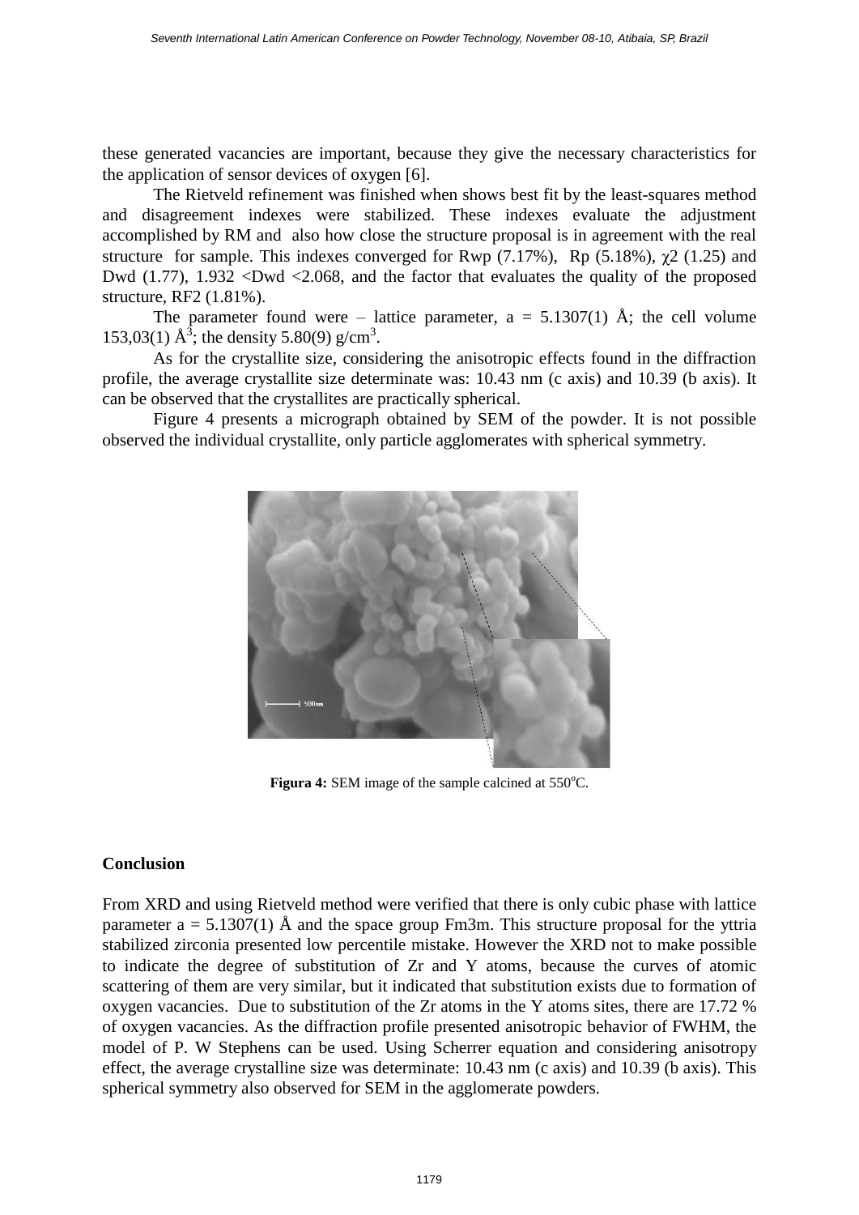these generated vacancies are important, because they give the necessary characteristics for the application of sensor devices of oxygen [6].

The Rietveld refinement was finished when shows best fit by the least-squares method and disagreement indexes were stabilized. These indexes evaluate the adjustment accomplished by RM and also how close the structure proposal is in agreement with the real structure for sample. This indexes converged for Rwp (7.17%), Rp (5.18%), $\chi 2$ (1.25) and Dwd (1.77), 1.932 <Dwd <2.068, and the factor that evaluates the quality of the proposed structure, RF2 (1.81%).

The parameter found were – lattice parameter, a = 5.1307(1) Å; the cell volume 153,03(1) $Å^3$; the density 5.80(9) $g/cm^3$.

As for the crystallite size, considering the anisotropic effects found in the diffraction profile, the average crystallite size determinate was: 10.43 nm (c axis) and 10.39 (b axis). It can be observed that the crystallites are practically spherical.

Figure 4 presents a micrograph obtained by SEM of the powder. It is not possible observed the individual crystallite, only particle agglomerates with spherical symmetry.

**Figura 4:** SEM image of the sample calcined at $550^oC$.

**Conclusion**

From XRD and using Rietveld method were verified that there is only cubic phase with lattice parameter a = 5.1307(1) Å and the space group Fm3m. This structure proposal for the yttria stabilized zirconia presented low percentile mistake. However the XRD not to make possible to indicate the degree of substitution of Zr and Y atoms, because the curves of atomic scattering of them are very similar, but it indicated that substitution exists due to formation of oxygen vacancies. Due to substitution of the Zr atoms in the Y atoms sites, there are 17.72 % of oxygen vacancies. As the diffraction profile presented anisotropic behavior of FWHM, the model of P. W Stephens can be used. Using Scherrer equation and considering anisotropy effect, the average crystalline size was determinate: 10.43 nm (c axis) and 10.39 (b axis). This spherical symmetry also observed for SEM in the agglomerate powders.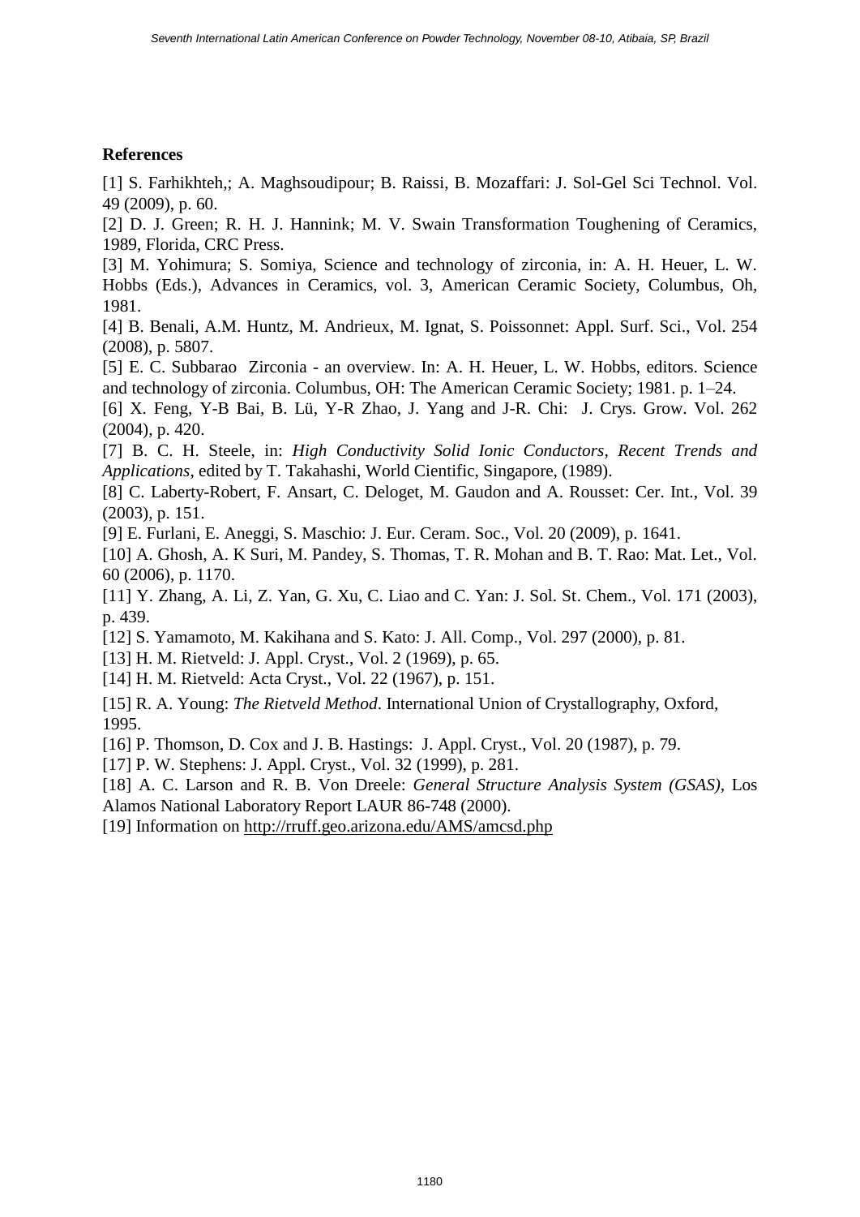## References

[1] S. Farhikhteh,; A. Maghsoudipour; B. Raissi, B. Mozaffari: J. Sol-Gel Sci Technol. Vol. 49 (2009), p. 60.

[2] D. J. Green; R. H. J. Hannink; M. V. Swain Transformation Toughening of Ceramics, 1989, Florida, CRC Press.

[3] M. Yohimura; S. Somiya, Science and technology of zirconia, in: A. H. Heuer, L. W. Hobbs (Eds.), Advances in Ceramics, vol. 3, American Ceramic Society, Columbus, Oh, 1981.

[4] B. Benali, A.M. Huntz, M. Andrieux, M. Ignat, S. Poissonnet: Appl. Surf. Sci., Vol. 254 (2008), p. 5807.

[5] E. C. Subbarao Zirconia - an overview. In: A. H. Heuer, L. W. Hobbs, editors. Science and technology of zirconia. Columbus, OH: The American Ceramic Society; 1981. p. 1–24.

[6] X. Feng, Y-B Bai, B. Lü, Y-R Zhao, J. Yang and J-R. Chi: J. Crys. Grow. Vol. 262 (2004), p. 420.

[7] B. C. H. Steele, in: *High Conductivity Solid Ionic Conductors, Recent Trends and Applications*, edited by T. Takahashi, World Cientific, Singapore, (1989).

[8] C. Laberty-Robert, F. Ansart, C. Deloget, M. Gaudon and A. Rousset: Cer. Int., Vol. 39 (2003), p. 151.

[9] E. Furlani, E. Aneggi, S. Maschio: J. Eur. Ceram. Soc., Vol. 20 (2009), p. 1641.

[10] A. Ghosh, A. K Suri, M. Pandey, S. Thomas, T. R. Mohan and B. T. Rao: Mat. Let., Vol. 60 (2006), p. 1170.

[11] Y. Zhang, A. Li, Z. Yan, G. Xu, C. Liao and C. Yan: J. Sol. St. Chem., Vol. 171 (2003), p. 439.

[12] S. Yamamoto, M. Kakihana and S. Kato: J. All. Comp., Vol. 297 (2000), p. 81.

[13] H. M. Rietveld: J. Appl. Cryst., Vol. 2 (1969), p. 65.

[14] H. M. Rietveld: Acta Cryst., Vol. 22 (1967), p. 151.

[15] R. A. Young: *The Rietveld Method*. International Union of Crystallography, Oxford, 1995.

[16] P. Thomson, D. Cox and J. B. Hastings: J. Appl. Cryst., Vol. 20 (1987), p. 79.

[17] P. W. Stephens: J. Appl. Cryst., Vol. 32 (1999), p. 281.

[18] A. C. Larson and R. B. Von Dreele: *General Structure Analysis System (GSAS)*, Los Alamos National Laboratory Report LAUR 86-748 (2000).

[19] Information on http://rruff.geo.arizona.edu/AMS/amcsd.php